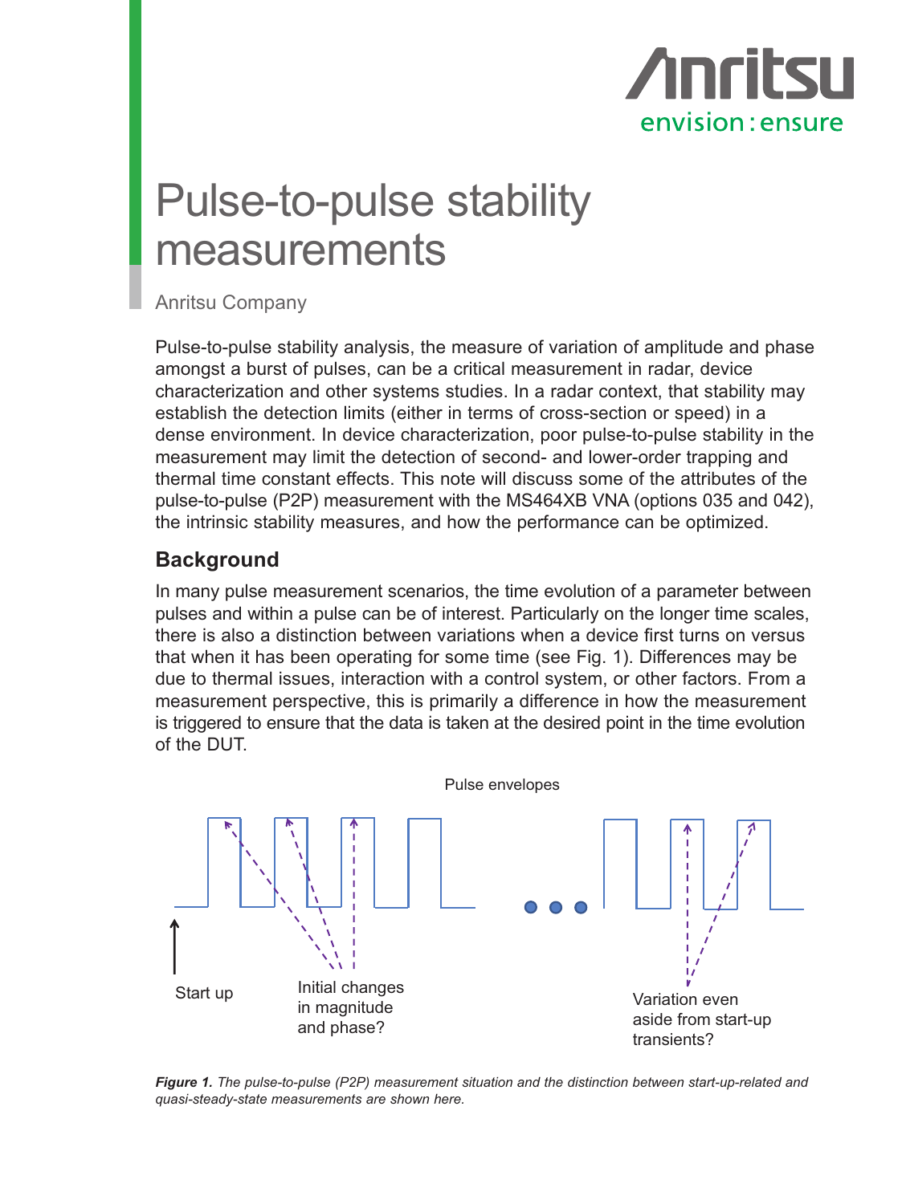# Pulse-to-pulse stability measurements

Anritsu Company

Pulse-to-pulse stability analysis, the measure of variation of amplitude and phase amongst a burst of pulses, can be a critical measurement in radar, device characterization and other systems studies. In a radar context, that stability may establish the detection limits (either in terms of cross-section or speed) in a dense environment. In device characterization, poor pulse-to-pulse stability in the measurement may limit the detection of second- and lower-order trapping and thermal time constant effects. This note will discuss some of the attributes of the pulse-to-pulse (P2P) measurement with the MS464XB VNA (options 035 and 042), the intrinsic stability measures, and how the performance can be optimized.

## Background

In many pulse measurement scenarios, the time evolution of a parameter between pulses and within a pulse can be of interest. Particularly on the longer time scales, there is also a distinction between variations when a device first turns on versus that when it has been operating for some time (see Fig. 1). Differences may be due to thermal issues, interaction with a control system, or other factors. From a measurement perspective, this is primarily a difference in how the measurement is triggered to ensure that the data is taken at the desired point in the time evolution of the DUT.

Pulse envelopes

Start up

Initial changes in magnitude and phase?

Variation even aside from start-up transients?

***Figure 1.*** *The pulse-to-pulse (P2P) measurement situation and the distinction between start-up-related and quasi-steady-state measurements are shown here.*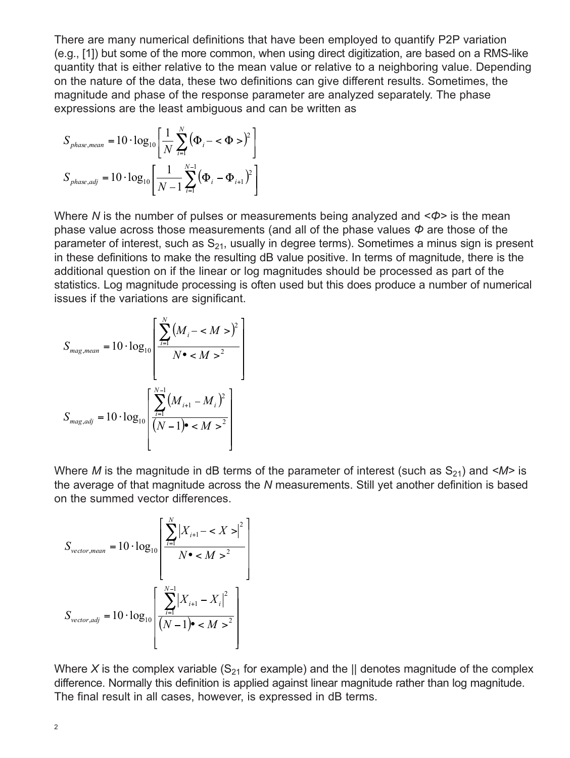There are many numerical definitions that have been employed to quantify P2P variation (e.g., [1]) but some of the more common, when using direct digitization, are based on a RMS-like quantity that is either relative to the mean value or relative to a neighboring value. Depending on the nature of the data, these two definitions can give different results. Sometimes, the magnitude and phase of the response parameter are analyzed separately. The phase expressions are the least ambiguous and can be written as

$$S_{phase,mean} = 10 \cdot \log_{10}\left[\frac{1}{N}\sum_{i=1}^{N}\left(\Phi_i - <\Phi>\right)^2\right]$$

$$S_{phase,adj} = 10 \cdot \log_{10}\left[\frac{1}{N-1}\sum_{i=1}^{N-1}\left(\Phi_i - \Phi_{i+1}\right)^2\right]$$

Where $N$ is the number of pulses or measurements being analyzed and $<\Phi>$ is the mean phase value across those measurements (and all of the phase values $\Phi$ are those of the parameter of interest, such as $S_{21}$, usually in degree terms). Sometimes a minus sign is present in these definitions to make the resulting dB value positive. In terms of magnitude, there is the additional question on if the linear or log magnitudes should be processed as part of the statistics. Log magnitude processing is often used but this does produce a number of numerical issues if the variations are significant.

$$S_{mag,mean} = 10 \cdot \log_{10}\left[\frac{\sum_{i=1}^{N}\left(M_i - <M>\right)^2}{N \bullet <M>^2}\right]$$

$$S_{mag,adj} = 10 \cdot \log_{10}\left[\frac{\sum_{i=1}^{N-1}\left(M_{i+1} - M_i\right)^2}{(N-1) \bullet <M>^2}\right]$$

Where $M$ is the magnitude in dB terms of the parameter of interest (such as $S_{21}$) and $<M>$ is the average of that magnitude across the $N$ measurements. Still yet another definition is based on the summed vector differences.

$$S_{vector,mean} = 10 \cdot \log_{10}\left[\frac{\sum_{i=1}^{N}\left|X_{i+1} - <X>\right|^2}{N \bullet <M>^2}\right]$$

$$S_{vector,adj} = 10 \cdot \log_{10}\left[\frac{\sum_{i=1}^{N-1}\left|X_{i+1} - X_i\right|^2}{(N-1) \bullet <M>^2}\right]$$

Where $X$ is the complex variable ($S_{21}$ for example) and the || denotes magnitude of the complex difference. Normally this definition is applied against linear magnitude rather than log magnitude. The final result in all cases, however, is expressed in dB terms.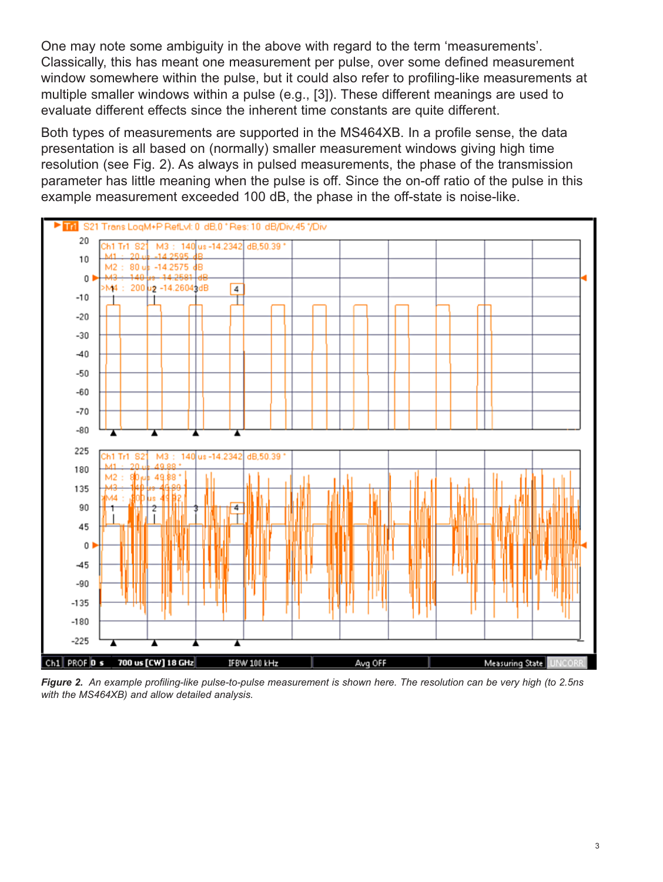One may note some ambiguity in the above with regard to the term 'measurements'. Classically, this has meant one measurement per pulse, over some defined measurement window somewhere within the pulse, but it could also refer to profiling-like measurements at multiple smaller windows within a pulse (e.g., [3]). These different meanings are used to evaluate different effects since the inherent time constants are quite different.

Both types of measurements are supported in the MS464XB. In a profile sense, the data presentation is all based on (normally) smaller measurement windows giving high time resolution (see Fig. 2). As always in pulsed measurements, the phase of the transmission parameter has little meaning when the pulse is off. Since the on-off ratio of the pulse in this example measurement exceeded 100 dB, the phase in the off-state is noise-like.

***Figure 2.*** *An example profiling-like pulse-to-pulse measurement is shown here. The resolution can be very high (to 2.5ns with the MS464XB) and allow detailed analysis.*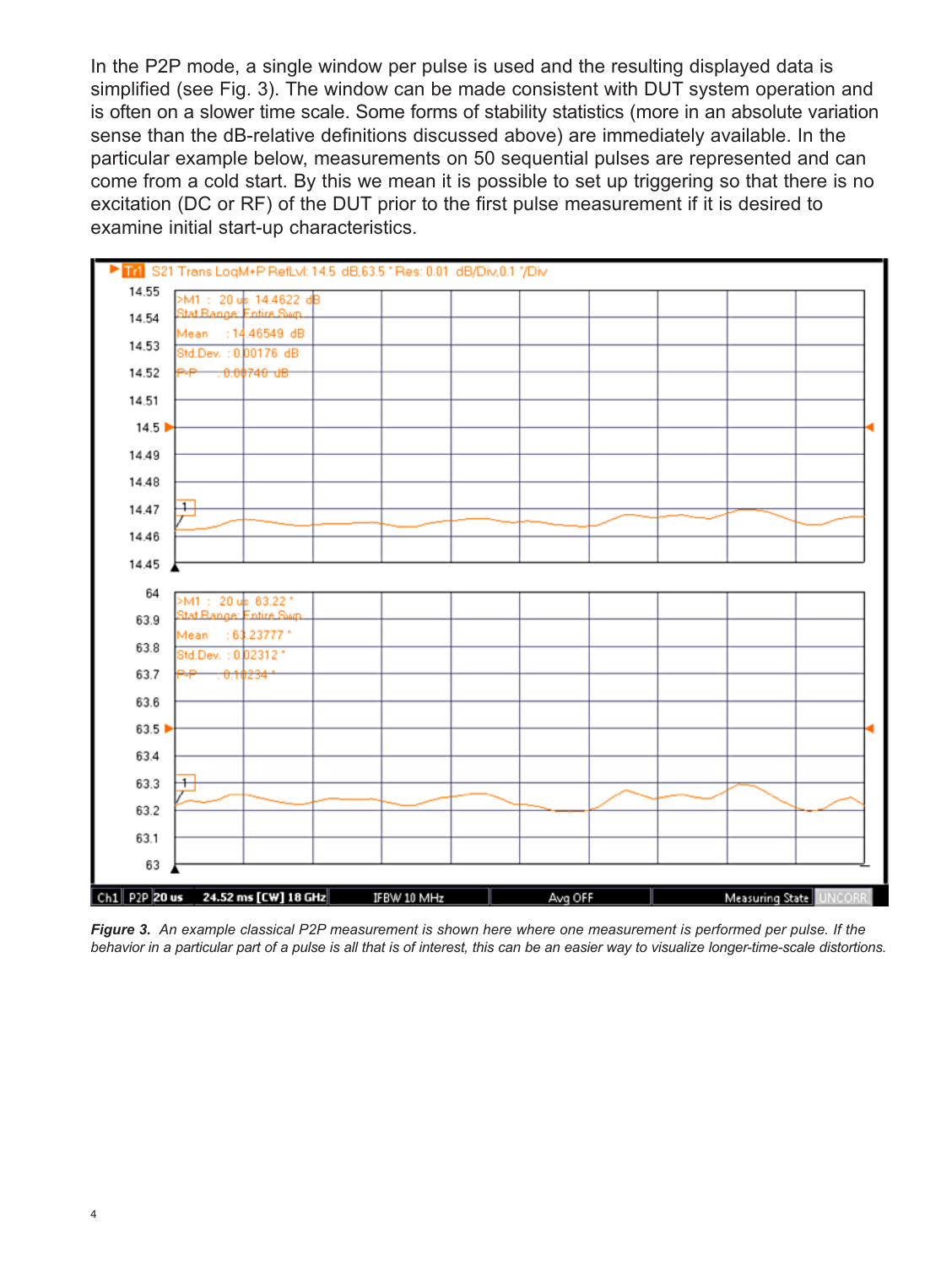In the P2P mode, a single window per pulse is used and the resulting displayed data is simplified (see Fig. 3). The window can be made consistent with DUT system operation and is often on a slower time scale. Some forms of stability statistics (more in an absolute variation sense than the dB-relative definitions discussed above) are immediately available. In the particular example below, measurements on 50 sequential pulses are represented and can come from a cold start. By this we mean it is possible to set up triggering so that there is no excitation (DC or RF) of the DUT prior to the first pulse measurement if it is desired to examine initial start-up characteristics.

***Figure 3.*** *An example classical P2P measurement is shown here where one measurement is performed per pulse. If the behavior in a particular part of a pulse is all that is of interest, this can be an easier way to visualize longer-time-scale distortions.*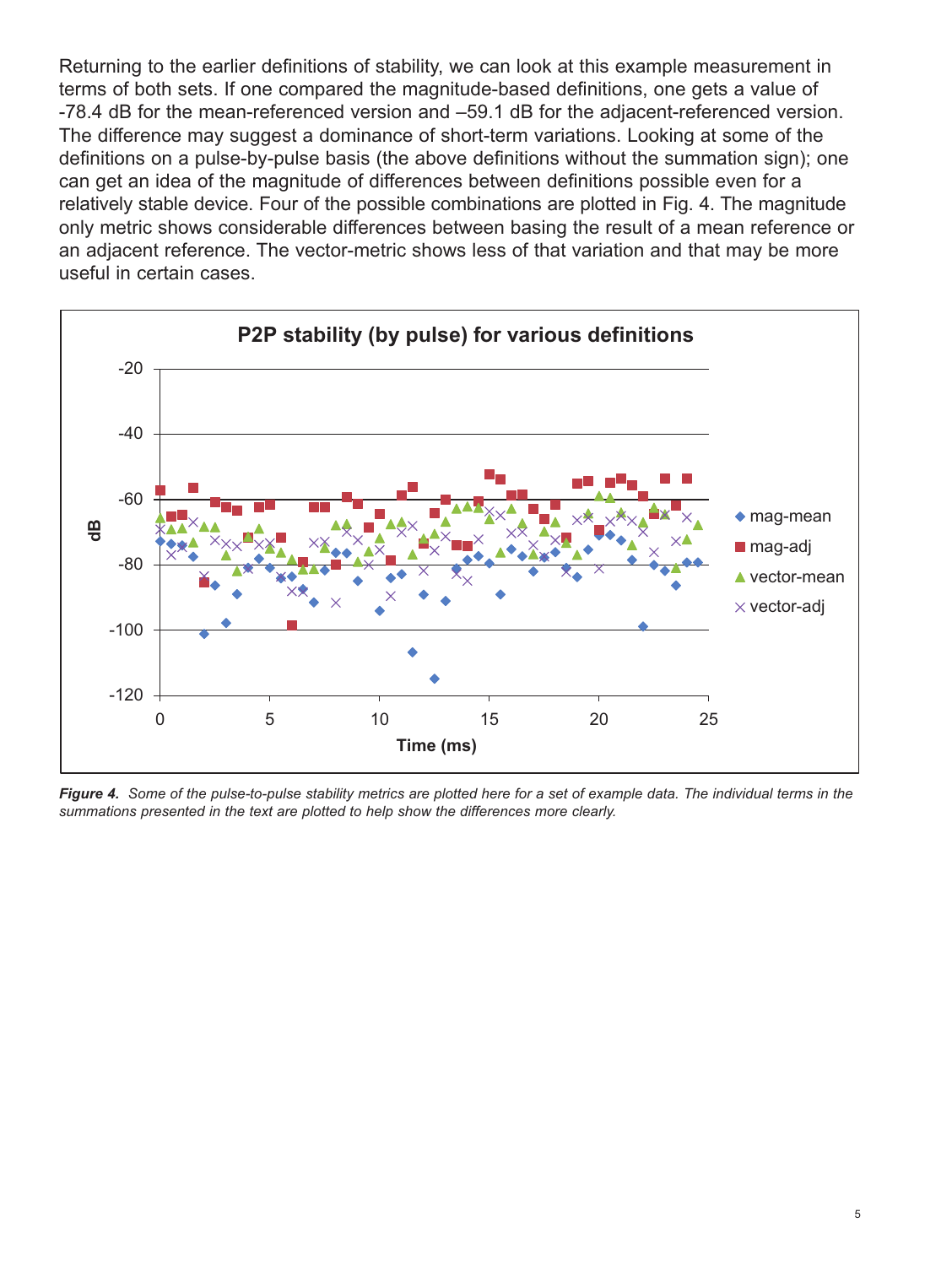Returning to the earlier definitions of stability, we can look at this example measurement in terms of both sets. If one compared the magnitude-based definitions, one gets a value of -78.4 dB for the mean-referenced version and –59.1 dB for the adjacent-referenced version. The difference may suggest a dominance of short-term variations. Looking at some of the definitions on a pulse-by-pulse basis (the above definitions without the summation sign); one can get an idea of the magnitude of differences between definitions possible even for a relatively stable device. Four of the possible combinations are plotted in Fig. 4. The magnitude only metric shows considerable differences between basing the result of a mean reference or an adjacent reference. The vector-metric shows less of that variation and that may be more useful in certain cases.

***Figure 4.*** *Some of the pulse-to-pulse stability metrics are plotted here for a set of example data. The individual terms in the summations presented in the text are plotted to help show the differences more clearly.*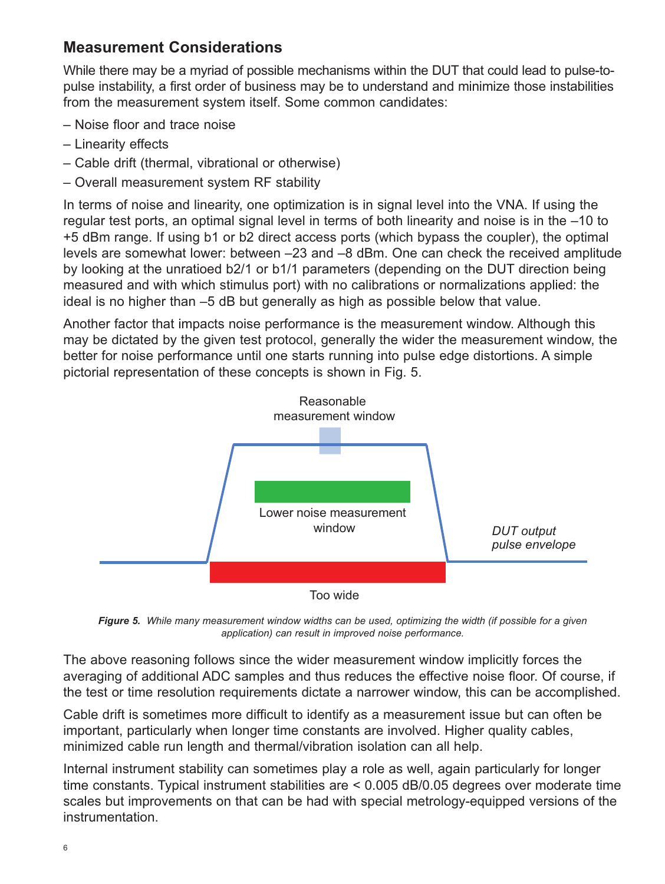## Measurement Considerations

While there may be a myriad of possible mechanisms within the DUT that could lead to pulse-to-pulse instability, a first order of business may be to understand and minimize those instabilities from the measurement system itself. Some common candidates:

– Noise floor and trace noise

– Linearity effects

– Cable drift (thermal, vibrational or otherwise)

– Overall measurement system RF stability

In terms of noise and linearity, one optimization is in signal level into the VNA. If using the regular test ports, an optimal signal level in terms of both linearity and noise is in the –10 to +5 dBm range. If using b1 or b2 direct access ports (which bypass the coupler), the optimal levels are somewhat lower: between –23 and –8 dBm. One can check the received amplitude by looking at the unratioed b2/1 or b1/1 parameters (depending on the DUT direction being measured and with which stimulus port) with no calibrations or normalizations applied: the ideal is no higher than –5 dB but generally as high as possible below that value.

Another factor that impacts noise performance is the measurement window. Although this may be dictated by the given test protocol, generally the wider the measurement window, the better for noise performance until one starts running into pulse edge distortions. A simple pictorial representation of these concepts is shown in Fig. 5.

***Figure 5.*** *While many measurement window widths can be used, optimizing the width (if possible for a given application) can result in improved noise performance.*

The above reasoning follows since the wider measurement window implicitly forces the averaging of additional ADC samples and thus reduces the effective noise floor. Of course, if the test or time resolution requirements dictate a narrower window, this can be accomplished.

Cable drift is sometimes more difficult to identify as a measurement issue but can often be important, particularly when longer time constants are involved. Higher quality cables, minimized cable run length and thermal/vibration isolation can all help.

Internal instrument stability can sometimes play a role as well, again particularly for longer time constants. Typical instrument stabilities are < 0.005 dB/0.05 degrees over moderate time scales but improvements on that can be had with special metrology-equipped versions of the instrumentation.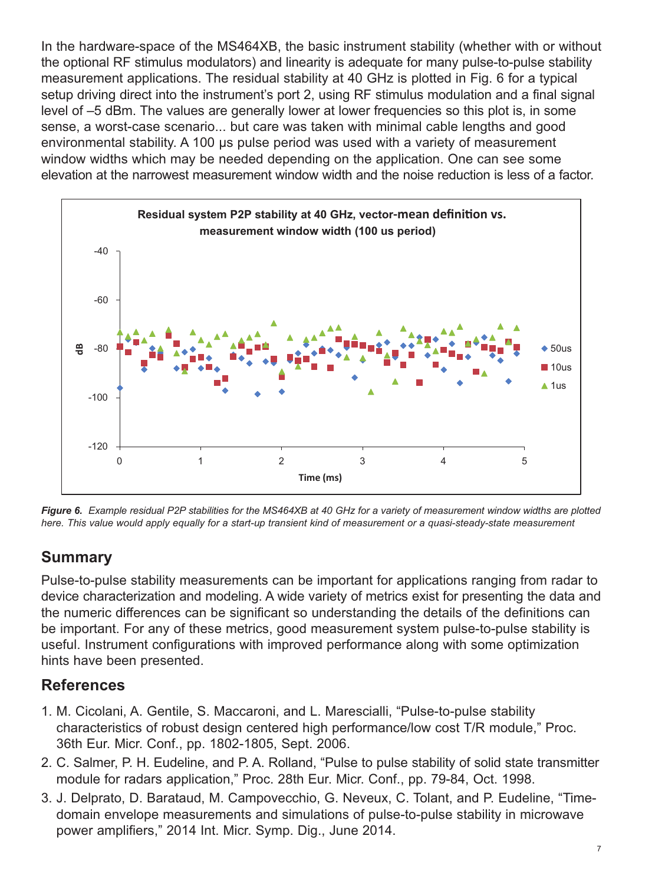In the hardware-space of the MS464XB, the basic instrument stability (whether with or without the optional RF stimulus modulators) and linearity is adequate for many pulse-to-pulse stability measurement applications. The residual stability at 40 GHz is plotted in Fig. 6 for a typical setup driving direct into the instrument's port 2, using RF stimulus modulation and a final signal level of –5 dBm. The values are generally lower at lower frequencies so this plot is, in some sense, a worst-case scenario... but care was taken with minimal cable lengths and good environmental stability. A 100 μs pulse period was used with a variety of measurement window widths which may be needed depending on the application. One can see some elevation at the narrowest measurement window width and the noise reduction is less of a factor.

***Figure 6.*** *Example residual P2P stabilities for the MS464XB at 40 GHz for a variety of measurement window widths are plotted here. This value would apply equally for a start-up transient kind of measurement or a quasi-steady-state measurement*

## Summary

Pulse-to-pulse stability measurements can be important for applications ranging from radar to device characterization and modeling. A wide variety of metrics exist for presenting the data and the numeric differences can be significant so understanding the details of the definitions can be important. For any of these metrics, good measurement system pulse-to-pulse stability is useful. Instrument configurations with improved performance along with some optimization hints have been presented.

## References

1. M. Cicolani, A. Gentile, S. Maccaroni, and L. Marescialli, "Pulse-to-pulse stability characteristics of robust design centered high performance/low cost T/R module," Proc. 36th Eur. Micr. Conf., pp. 1802-1805, Sept. 2006.
2. C. Salmer, P. H. Eudeline, and P. A. Rolland, "Pulse to pulse stability of solid state transmitter module for radars application," Proc. 28th Eur. Micr. Conf., pp. 79-84, Oct. 1998.
3. J. Delprato, D. Barataud, M. Campovecchio, G. Neveux, C. Tolant, and P. Eudeline, "Time-domain envelope measurements and simulations of pulse-to-pulse stability in microwave power amplifiers," 2014 Int. Micr. Symp. Dig., June 2014.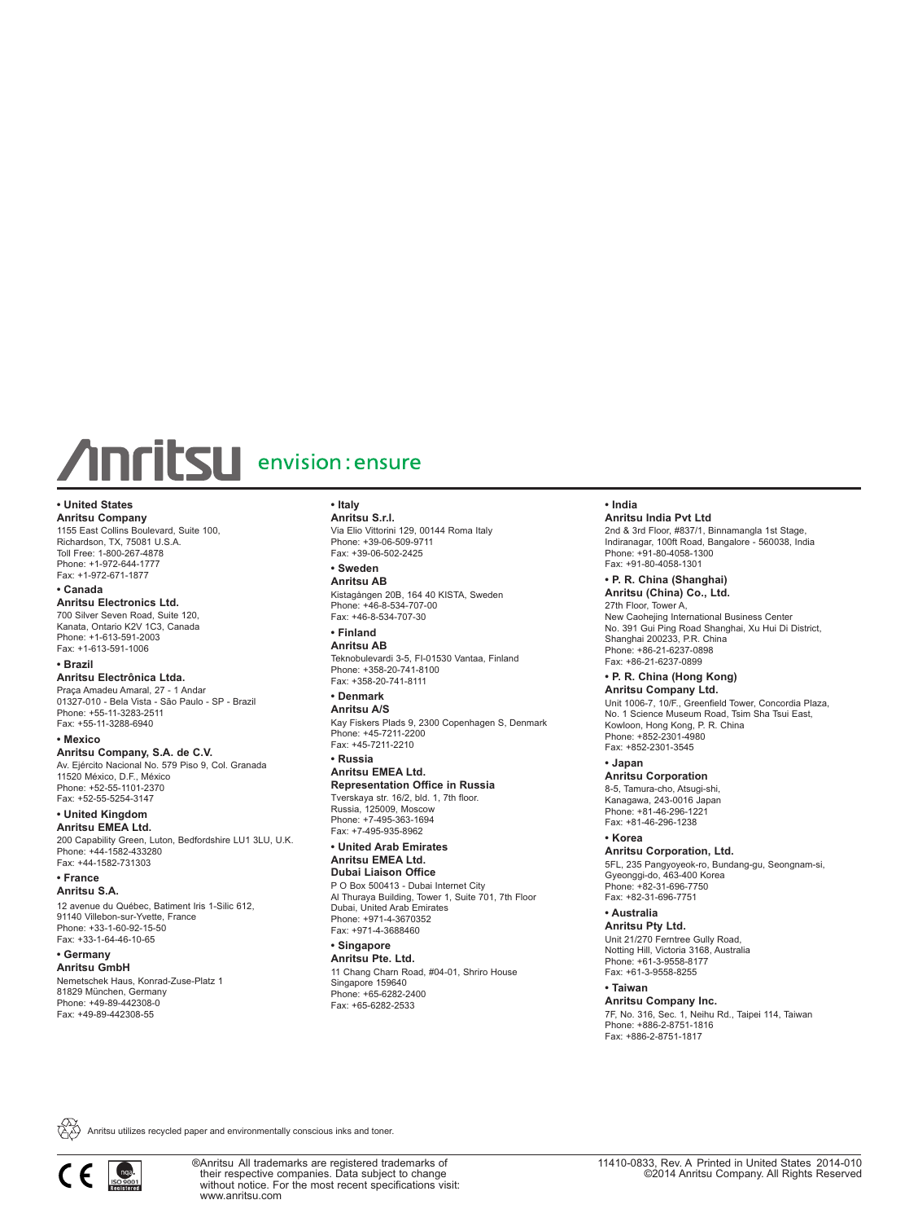Anritsu envision : ensure

**• United States**
**Anritsu Company**
1155 East Collins Boulevard, Suite 100,
Richardson, TX, 75081 U.S.A.
Toll Free: 1-800-267-4878
Phone: +1-972-644-1777
Fax: +1-972-671-1877

**• Canada**
**Anritsu Electronics Ltd.**
700 Silver Seven Road, Suite 120,
Kanata, Ontario K2V 1C3, Canada
Phone: +1-613-591-2003
Fax: +1-613-591-1006

**• Brazil**
**Anritsu Electrônica Ltda.**
Praça Amadeu Amaral, 27 - 1 Andar
01327-010 - Bela Vista - São Paulo - SP - Brazil
Phone: +55-11-3283-2511
Fax: +55-11-3288-6940

**• Mexico**
**Anritsu Company, S.A. de C.V.**
Av. Ejército Nacional No. 579 Piso 9, Col. Granada
11520 México, D.F., México
Phone: +52-55-1101-2370
Fax: +52-55-5254-3147

**• United Kingdom**
**Anritsu EMEA Ltd.**
200 Capability Green, Luton, Bedfordshire LU1 3LU, U.K.
Phone: +44-1582-433280
Fax: +44-1582-731303

**• France**
**Anritsu S.A.**
12 avenue du Québec, Batiment Iris 1-Silic 612,
91140 Villebon-sur-Yvette, France
Phone: +33-1-60-92-15-50
Fax: +33-1-64-46-10-65

**• Germany**
**Anritsu GmbH**
Nemetschek Haus, Konrad-Zuse-Platz 1
81829 München, Germany
Phone: +49-89-442308-0
Fax: +49-89-442308-55

**• Italy**
**Anritsu S.r.l.**
Via Elio Vittorini 129, 00144 Roma Italy
Phone: +39-06-509-9711
Fax: +39-06-502-2425

**• Sweden**
**Anritsu AB**
Kistagången 20B, 164 40 KISTA, Sweden
Phone: +46-8-534-707-00
Fax: +46-8-534-707-30

**• Finland**
**Anritsu AB**
Teknobulevardi 3-5, FI-01530 Vantaa, Finland
Phone: +358-20-741-8100
Fax: +358-20-741-8111

**• Denmark**
**Anritsu A/S**
Kay Fiskers Plads 9, 2300 Copenhagen S, Denmark
Phone: +45-7211-2200
Fax: +45-7211-2210

**• Russia**
**Anritsu EMEA Ltd.**
**Representation Office in Russia**
Tverskaya str. 16/2, bld. 1, 7th floor.
Russia, 125009, Moscow
Phone: +7-495-363-1694
Fax: +7-495-935-8962

**• United Arab Emirates**
**Anritsu EMEA Ltd.**
**Dubai Liaison Office**
P O Box 500413 - Dubai Internet City
Al Thuraya Building, Tower 1, Suite 701, 7th Floor
Dubai, United Arab Emirates
Phone: +971-4-3670352
Fax: +971-4-3688460

**• Singapore**
**Anritsu Pte. Ltd.**
11 Chang Charn Road, #04-01, Shriro House
Singapore 159640
Phone: +65-6282-2400
Fax: +65-6282-2533

**• India**
**Anritsu India Pvt Ltd**
2nd & 3rd Floor, #837/1, Binnamangla 1st Stage,
Indiranagar, 100ft Road, Bangalore - 560038, India
Phone: +91-80-4058-1300
Fax: +91-80-4058-1301

**• P. R. China (Shanghai)**
**Anritsu (China) Co., Ltd.**
27th Floor, Tower A,
New Caohejing International Business Center
No. 391 Gui Ping Road Shanghai, Xu Hui Di District,
Shanghai 200233, P.R. China
Phone: +86-21-6237-0898
Fax: +86-21-6237-0899

**• P. R. China (Hong Kong)**
**Anritsu Company Ltd.**
Unit 1006-7, 10/F., Greenfield Tower, Concordia Plaza,
No. 1 Science Museum Road, Tsim Sha Tsui East,
Kowloon, Hong Kong, P. R. China
Phone: +852-2301-4980
Fax: +852-2301-3545

**• Japan**
**Anritsu Corporation**
8-5, Tamura-cho, Atsugi-shi,
Kanagawa, 243-0016 Japan
Phone: +81-46-296-1221
Fax: +81-46-296-1238

**• Korea**
**Anritsu Corporation, Ltd.**
5FL, 235 Pangyoyeok-ro, Bundang-gu, Seongnam-si,
Gyeonggi-do, 463-400 Korea
Phone: +82-31-696-7750
Fax: +82-31-696-7751

**• Australia**
**Anritsu Pty Ltd.**
Unit 21/270 Ferntree Gully Road,
Notting Hill, Victoria 3168, Australia
Phone: +61-3-9558-8177
Fax: +61-3-9558-8255

**• Taiwan**
**Anritsu Company Inc.**
7F, No. 316, Sec. 1, Neihu Rd., Taipei 114, Taiwan
Phone: +886-2-8751-1816
Fax: +886-2-8751-1817

Anritsu utilizes recycled paper and environmentally conscious inks and toner.

®Anritsu All trademarks are registered trademarks of their respective companies. Data subject to change without notice. For the most recent specifications visit: www.anritsu.com

11410-0833, Rev. A Printed in United States 2014-010
©2014 Anritsu Company. All Rights Reserved